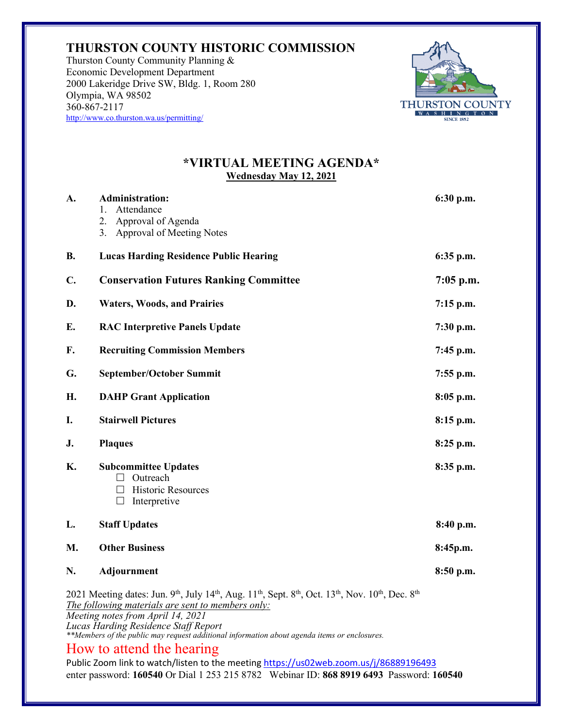# THURSTON COUNTY HISTORIC COMMISSION

Thurston County Community Planning &
Economic Development Department
2000 Lakeridge Drive SW, Bldg. 1, Room 280
Olympia, WA 98502
360-867-2117
http://www.co.thurston.wa.us/permitting/

## *VIRTUAL MEETING AGENDA*

**Wednesday May 12, 2021**

| | | |
|---|---|---|
| **A.** | **Administration:**<br>1. Attendance<br>2. Approval of Agenda<br>3. Approval of Meeting Notes | **6:30 p.m.** |
| **B.** | **Lucas Harding Residence Public Hearing** | **6:35 p.m.** |
| **C.** | **Conservation Futures Ranking Committee** | **7:05 p.m.** |
| **D.** | **Waters, Woods, and Prairies** | **7:15 p.m.** |
| **E.** | **RAC Interpretive Panels Update** | **7:30 p.m.** |
| **F.** | **Recruiting Commission Members** | **7:45 p.m.** |
| **G.** | **September/October Summit** | **7:55 p.m.** |
| **H.** | **DAHP Grant Application** | **8:05 p.m.** |
| **I.** | **Stairwell Pictures** | **8:15 p.m.** |
| **J.** | **Plaques** | **8:25 p.m.** |
| **K.** | **Subcommittee Updates**<br>☐ Outreach<br>☐ Historic Resources<br>☐ Interpretive | **8:35 p.m.** |
| **L.** | **Staff Updates** | **8:40 p.m.** |
| **M.** | **Other Business** | **8:45p.m.** |
| **N.** | **Adjournment** | **8:50 p.m.** |

2021 Meeting dates: Jun. 9th, July 14th, Aug. 11th, Sept. 8th, Oct. 13th, Nov. 10th, Dec. 8th

*The following materials are sent to members only:*
*Meeting notes from April 14, 2021*
*Lucas Harding Residence Staff Report*
*\*\*Members of the public may request additional information about agenda items or enclosures.*

## How to attend the hearing

Public Zoom link to watch/listen to the meeting https://us02web.zoom.us/j/86889196493 enter password: **160540** Or Dial 1 253 215 8782 Webinar ID: **868 8919 6493** Password: **160540**